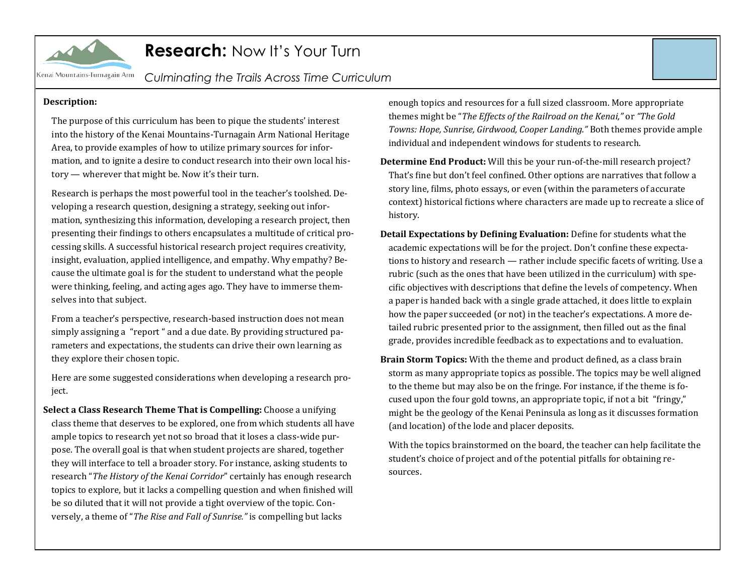# **Research:** Now It's Your Turn

*Culminating the Trails Across Time Curriculum*

**Description:**

The purpose of this curriculum has been to pique the students' interest into the history of the Kenai Mountains-Turnagain Arm National Heritage Area, to provide examples of how to utilize primary sources for information, and to ignite a desire to conduct research into their own local history — wherever that might be. Now it's their turn.

Research is perhaps the most powerful tool in the teacher's toolshed. Developing a research question, designing a strategy, seeking out information, synthesizing this information, developing a research project, then presenting their findings to others encapsulates a multitude of critical processing skills. A successful historical research project requires creativity, insight, evaluation, applied intelligence, and empathy. Why empathy? Because the ultimate goal is for the student to understand what the people were thinking, feeling, and acting ages ago. They have to immerse themselves into that subject.

From a teacher's perspective, research-based instruction does not mean simply assigning a "report " and a due date. By providing structured parameters and expectations, the students can drive their own learning as they explore their chosen topic.

Here are some suggested considerations when developing a research project.

**Select a Class Research Theme That is Compelling:** Choose a unifying class theme that deserves to be explored, one from which students all have ample topics to research yet not so broad that it loses a class-wide purpose. The overall goal is that when student projects are shared, together they will interface to tell a broader story. For instance, asking students to research "*The History of the Kenai Corridor*" certainly has enough research topics to explore, but it lacks a compelling question and when finished will be so diluted that it will not provide a tight overview of the topic. Conversely, a theme of "*The Rise and Fall of Sunrise."* is compelling but lacks enough topics and resources for a full sized classroom. More appropriate themes might be "*The Effects of the Railroad on the Kenai,"* or *"The Gold Towns: Hope, Sunrise, Girdwood, Cooper Landing."* Both themes provide ample individual and independent windows for students to research.

**Determine End Product:** Will this be your run-of-the-mill research project? That's fine but don't feel confined. Other options are narratives that follow a story line, films, photo essays, or even (within the parameters of accurate context) historical fictions where characters are made up to recreate a slice of history.

**Detail Expectations by Defining Evaluation:** Define for students what the academic expectations will be for the project. Don't confine these expectations to history and research — rather include specific facets of writing. Use a rubric (such as the ones that have been utilized in the curriculum) with specific objectives with descriptions that define the levels of competency. When a paper is handed back with a single grade attached, it does little to explain how the paper succeeded (or not) in the teacher's expectations. A more detailed rubric presented prior to the assignment, then filled out as the final grade, provides incredible feedback as to expectations and to evaluation.

**Brain Storm Topics:** With the theme and product defined, as a class brain storm as many appropriate topics as possible. The topics may be well aligned to the theme but may also be on the fringe. For instance, if the theme is focused upon the four gold towns, an appropriate topic, if not a bit "fringy," might be the geology of the Kenai Peninsula as long as it discusses formation (and location) of the lode and placer deposits.

With the topics brainstormed on the board, the teacher can help facilitate the student's choice of project and of the potential pitfalls for obtaining resources.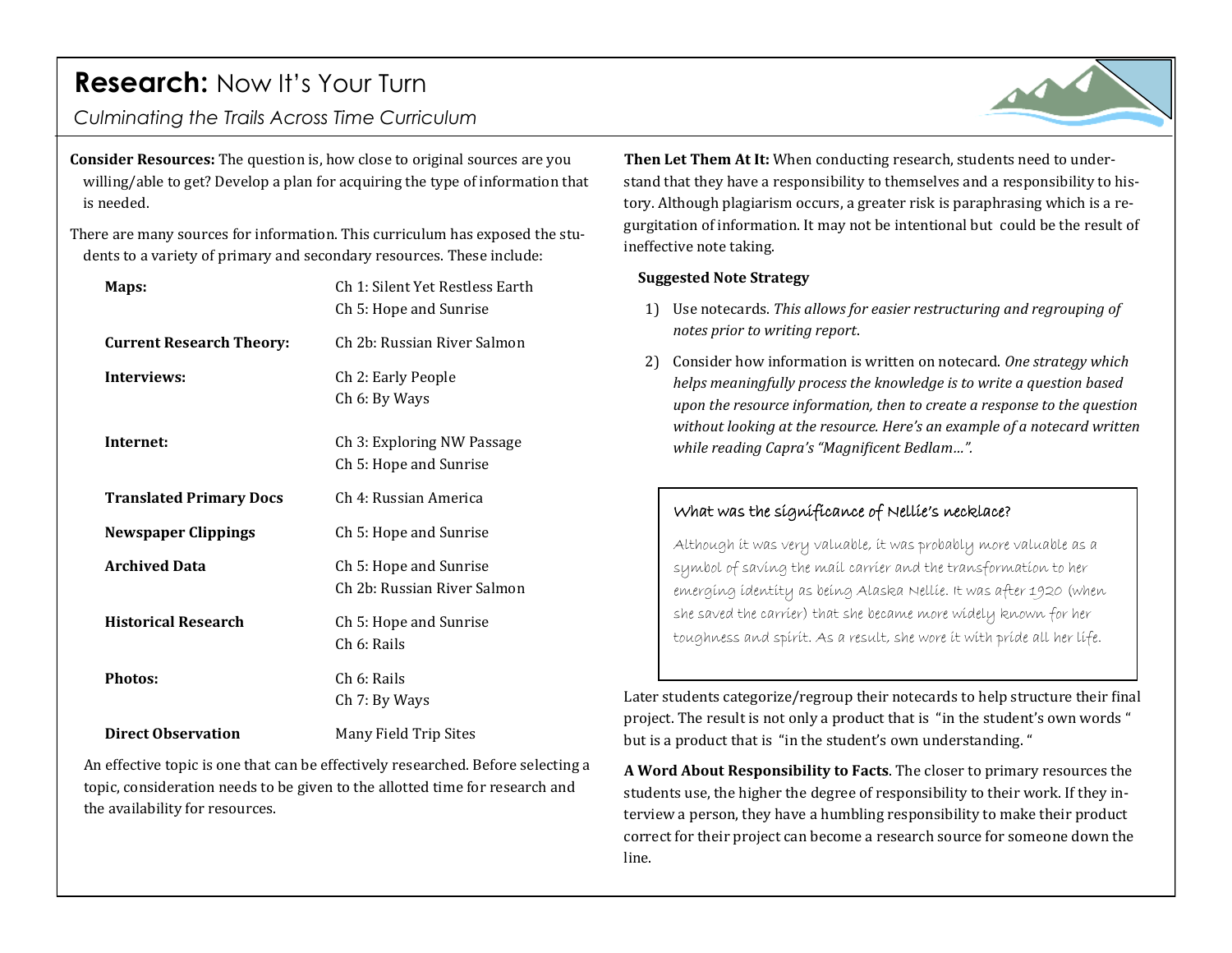# **Research:** Now It's Your Turn

*Culminating the Trails Across Time Curriculum*

**Consider Resources:** The question is, how close to original sources are you willing/able to get? Develop a plan for acquiring the type of information that is needed.

There are many sources for information. This curriculum has exposed the students to a variety of primary and secondary resources. These include:

| | |
|---|---|
| **Maps:** | Ch 1: Silent Yet Restless Earth<br>Ch 5: Hope and Sunrise |
| **Current Research Theory:** | Ch 2b: Russian River Salmon |
| **Interviews:** | Ch 2: Early People<br>Ch 6: By Ways |
| **Internet:** | Ch 3: Exploring NW Passage<br>Ch 5: Hope and Sunrise |
| **Translated Primary Docs** | Ch 4: Russian America |
| **Newspaper Clippings** | Ch 5: Hope and Sunrise |
| **Archived Data** | Ch 5: Hope and Sunrise<br>Ch 2b: Russian River Salmon |
| **Historical Research** | Ch 5: Hope and Sunrise<br>Ch 6: Rails |
| **Photos:** | Ch 6: Rails<br>Ch 7: By Ways |
| **Direct Observation** | Many Field Trip Sites |

An effective topic is one that can be effectively researched. Before selecting a topic, consideration needs to be given to the allotted time for research and the availability for resources.

**Then Let Them At It:** When conducting research, students need to understand that they have a responsibility to themselves and a responsibility to history. Although plagiarism occurs, a greater risk is paraphrasing which is a regurgitation of information. It may not be intentional but could be the result of ineffective note taking.

**Suggested Note Strategy**

1) Use notecards. *This allows for easier restructuring and regrouping of notes prior to writing report*.
2) Consider how information is written on notecard. *One strategy which helps meaningfully process the knowledge is to write a question based upon the resource information, then to create a response to the question without looking at the resource. Here's an example of a notecard written while reading Capra's "Magnificent Bedlam…".*

> What was the significance of Nellie's necklace?
>
> Although it was very valuable, it was probably more valuable as a symbol of saving the mail carrier and the transformation to her emerging identity as being Alaska Nellie. It was after 1920 (when she saved the carrier) that she became more widely known for her toughness and spirit. As a result, she wore it with pride all her life.

Later students categorize/regroup their notecards to help structure their final project. The result is not only a product that is "in the student's own words " but is a product that is "in the student's own understanding. "

**A Word About Responsibility to Facts**. The closer to primary resources the students use, the higher the degree of responsibility to their work. If they interview a person, they have a humbling responsibility to make their product correct for their project can become a research source for someone down the line.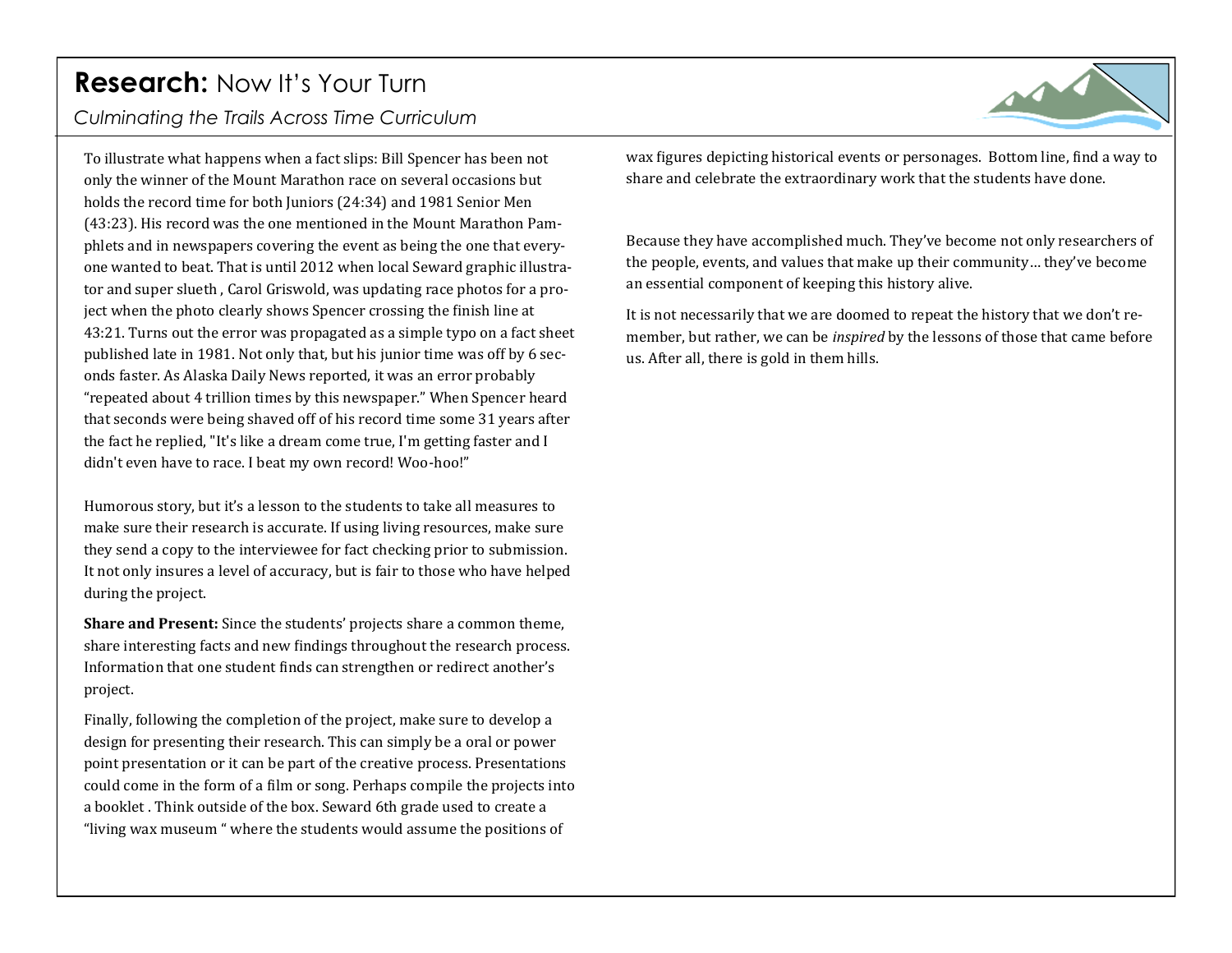# **Research:** Now It's Your Turn

*Culminating the Trails Across Time Curriculum*

To illustrate what happens when a fact slips: Bill Spencer has been not only the winner of the Mount Marathon race on several occasions but holds the record time for both Juniors (24:34) and 1981 Senior Men (43:23). His record was the one mentioned in the Mount Marathon Pamphlets and in newspapers covering the event as being the one that everyone wanted to beat. That is until 2012 when local Seward graphic illustrator and super sleuth , Carol Griswold, was updating race photos for a project when the photo clearly shows Spencer crossing the finish line at 43:21. Turns out the error was propagated as a simple typo on a fact sheet published late in 1981. Not only that, but his junior time was off by 6 seconds faster. As Alaska Daily News reported, it was an error probably "repeated about 4 trillion times by this newspaper." When Spencer heard that seconds were being shaved off of his record time some 31 years after the fact he replied, "It's like a dream come true, I'm getting faster and I didn't even have to race. I beat my own record! Woo-hoo!"

Humorous story, but it's a lesson to the students to take all measures to make sure their research is accurate. If using living resources, make sure they send a copy to the interviewee for fact checking prior to submission. It not only insures a level of accuracy, but is fair to those who have helped during the project.

**Share and Present:** Since the students' projects share a common theme, share interesting facts and new findings throughout the research process. Information that one student finds can strengthen or redirect another's project.

Finally, following the completion of the project, make sure to develop a design for presenting their research. This can simply be a oral or power point presentation or it can be part of the creative process. Presentations could come in the form of a film or song. Perhaps compile the projects into a booklet . Think outside of the box. Seward 6th grade used to create a "living wax museum " where the students would assume the positions of wax figures depicting historical events or personages. Bottom line, find a way to share and celebrate the extraordinary work that the students have done.

Because they have accomplished much. They've become not only researchers of the people, events, and values that make up their community… they've become an essential component of keeping this history alive.

It is not necessarily that we are doomed to repeat the history that we don't remember, but rather, we can be *inspired* by the lessons of those that came before us. After all, there is gold in them hills.